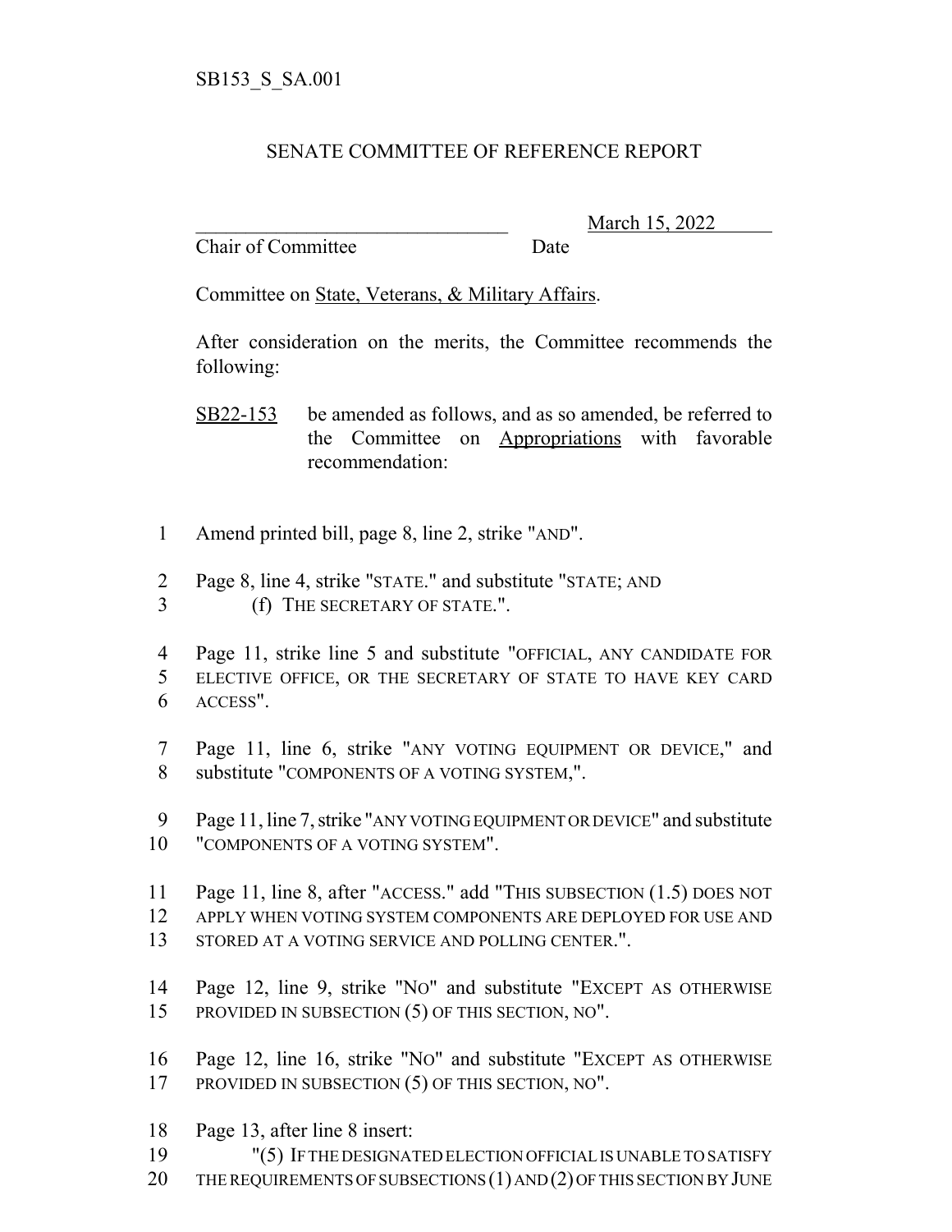SB153_S_SA.001

# SENATE COMMITTEE OF REFERENCE REPORT

\_\_\_\_\_\_\_\_\_\_\_\_\_\_\_\_\_\_\_\_\_\_\_\_\_\_\_\_\_\_\_\_ March 15, 2022
Chair of Committee Date

Committee on State, Veterans, & Military Affairs.

After consideration on the merits, the Committee recommends the following:

SB22-153 be amended as follows, and as so amended, be referred to the Committee on Appropriations with favorable recommendation:

1 Amend printed bill, page 8, line 2, strike "AND".

2 Page 8, line 4, strike "STATE." and substitute "STATE; AND
3 (f) THE SECRETARY OF STATE.".

4 Page 11, strike line 5 and substitute "OFFICIAL, ANY CANDIDATE FOR
5 ELECTIVE OFFICE, OR THE SECRETARY OF STATE TO HAVE KEY CARD
6 ACCESS".

7 Page 11, line 6, strike "ANY VOTING EQUIPMENT OR DEVICE," and
8 substitute "COMPONENTS OF A VOTING SYSTEM,".

9 Page 11, line 7, strike "ANY VOTING EQUIPMENT OR DEVICE" and substitute
10 "COMPONENTS OF A VOTING SYSTEM".

11 Page 11, line 8, after "ACCESS." add "THIS SUBSECTION (1.5) DOES NOT
12 APPLY WHEN VOTING SYSTEM COMPONENTS ARE DEPLOYED FOR USE AND
13 STORED AT A VOTING SERVICE AND POLLING CENTER.".

14 Page 12, line 9, strike "NO" and substitute "EXCEPT AS OTHERWISE
15 PROVIDED IN SUBSECTION (5) OF THIS SECTION, NO".

16 Page 12, line 16, strike "NO" and substitute "EXCEPT AS OTHERWISE
17 PROVIDED IN SUBSECTION (5) OF THIS SECTION, NO".

18 Page 13, after line 8 insert:
19 "(5) IF THE DESIGNATED ELECTION OFFICIAL IS UNABLE TO SATISFY
20 THE REQUIREMENTS OF SUBSECTIONS (1) AND (2) OF THIS SECTION BY JUNE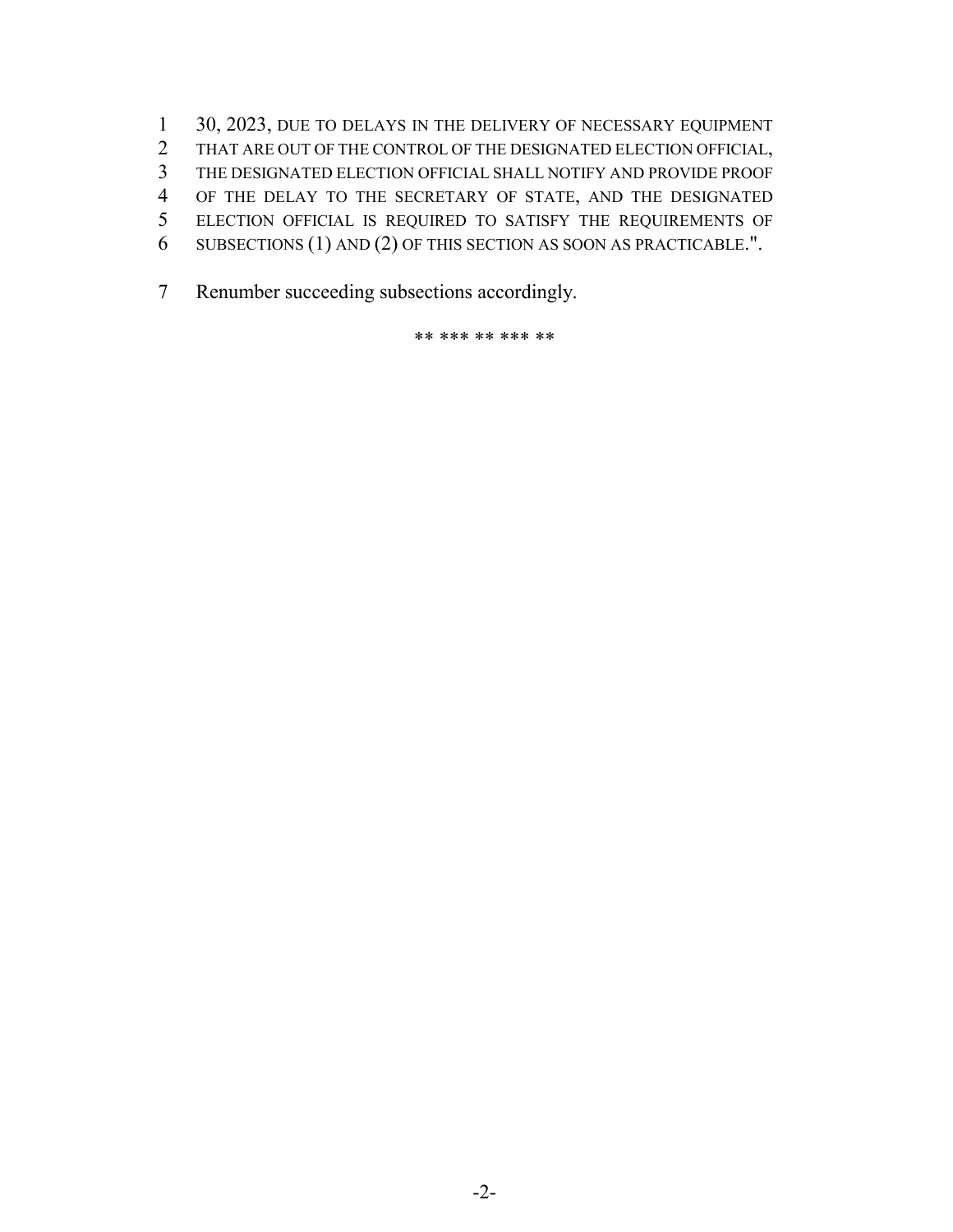30, 2023, DUE TO DELAYS IN THE DELIVERY OF NECESSARY EQUIPMENT THAT ARE OUT OF THE CONTROL OF THE DESIGNATED ELECTION OFFICIAL, THE DESIGNATED ELECTION OFFICIAL SHALL NOTIFY AND PROVIDE PROOF OF THE DELAY TO THE SECRETARY OF STATE, AND THE DESIGNATED ELECTION OFFICIAL IS REQUIRED TO SATISFY THE REQUIREMENTS OF SUBSECTIONS (1) AND (2) OF THIS SECTION AS SOON AS PRACTICABLE.".

Renumber succeeding subsections accordingly.

** *** ** *** **